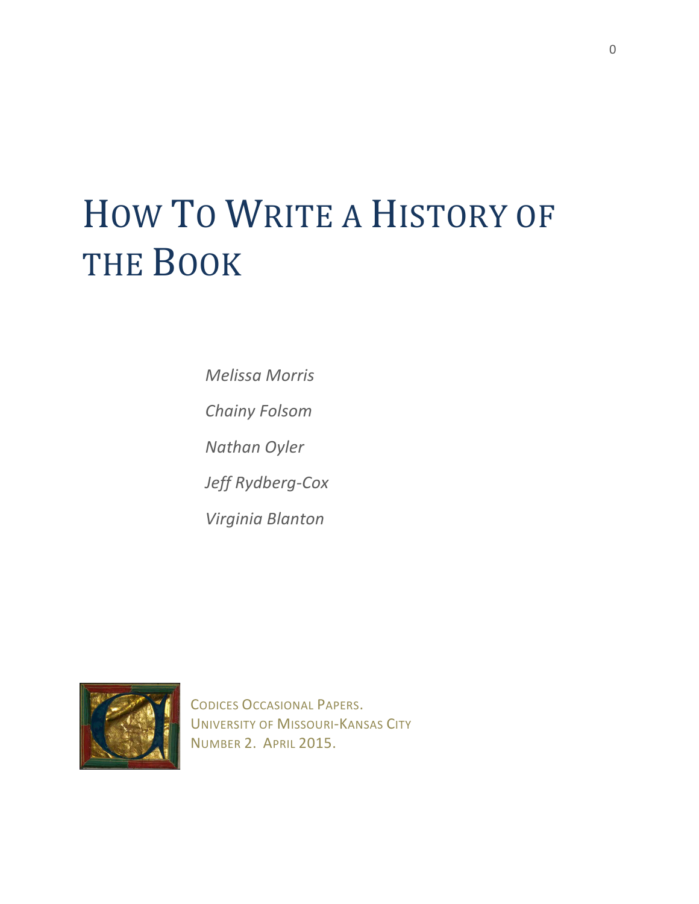# HOW TO WRITE A HISTORY OF THE BOOK

*Melissa Morris*

*Chainy Folsom*

*Nathan Oyler*

*Jeff Rydberg-Cox*

*Virginia Blanton*

CODICES OCCASIONAL PAPERS.
UNIVERSITY OF MISSOURI-KANSAS CITY
NUMBER 2. APRIL 2015.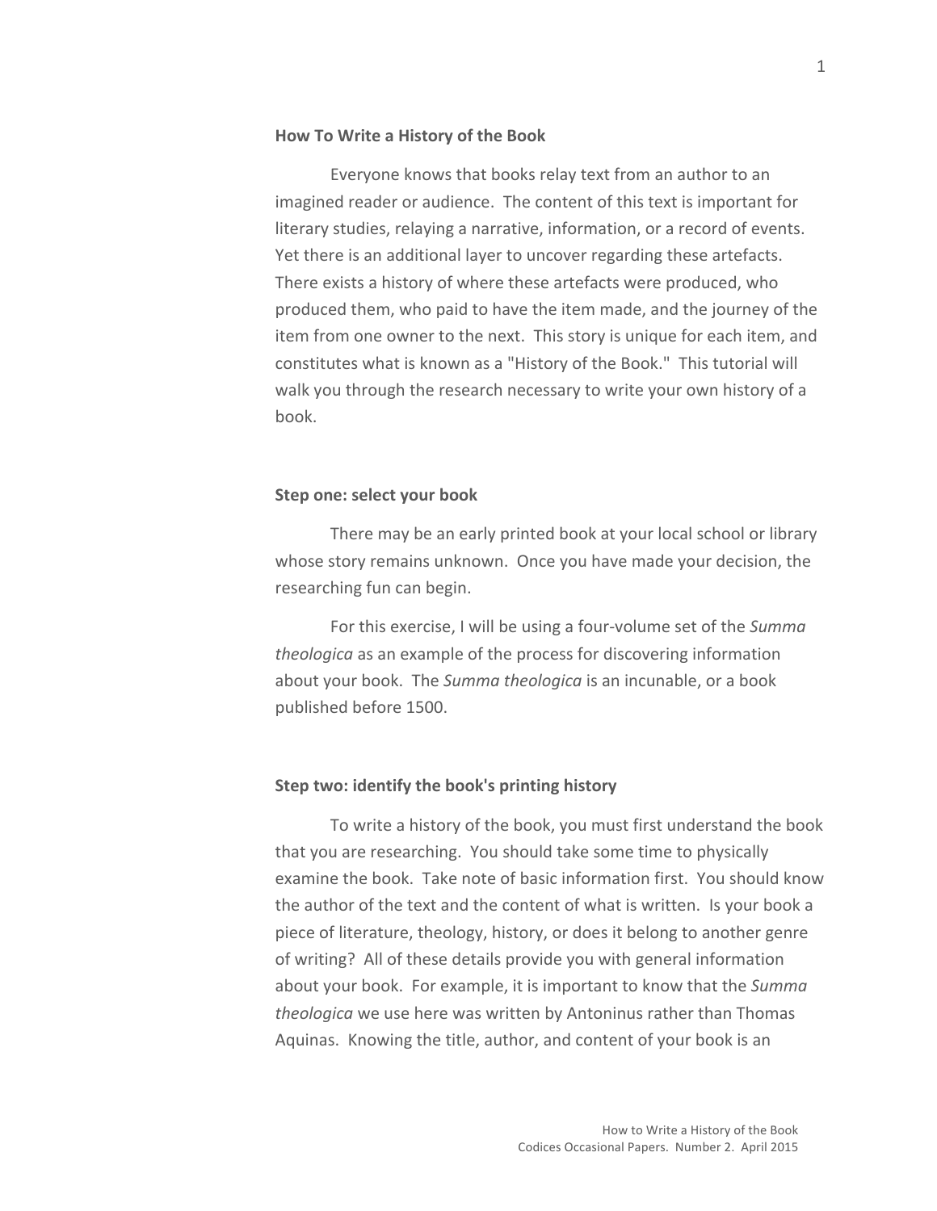## How To Write a History of the Book

Everyone knows that books relay text from an author to an imagined reader or audience. The content of this text is important for literary studies, relaying a narrative, information, or a record of events. Yet there is an additional layer to uncover regarding these artefacts. There exists a history of where these artefacts were produced, who produced them, who paid to have the item made, and the journey of the item from one owner to the next. This story is unique for each item, and constitutes what is known as a "History of the Book." This tutorial will walk you through the research necessary to write your own history of a book.

### Step one: select your book

There may be an early printed book at your local school or library whose story remains unknown. Once you have made your decision, the researching fun can begin.

For this exercise, I will be using a four-volume set of the *Summa theologica* as an example of the process for discovering information about your book. The *Summa theologica* is an incunable, or a book published before 1500.

### Step two: identify the book's printing history

To write a history of the book, you must first understand the book that you are researching. You should take some time to physically examine the book. Take note of basic information first. You should know the author of the text and the content of what is written. Is your book a piece of literature, theology, history, or does it belong to another genre of writing? All of these details provide you with general information about your book. For example, it is important to know that the *Summa theologica* we use here was written by Antoninus rather than Thomas Aquinas. Knowing the title, author, and content of your book is an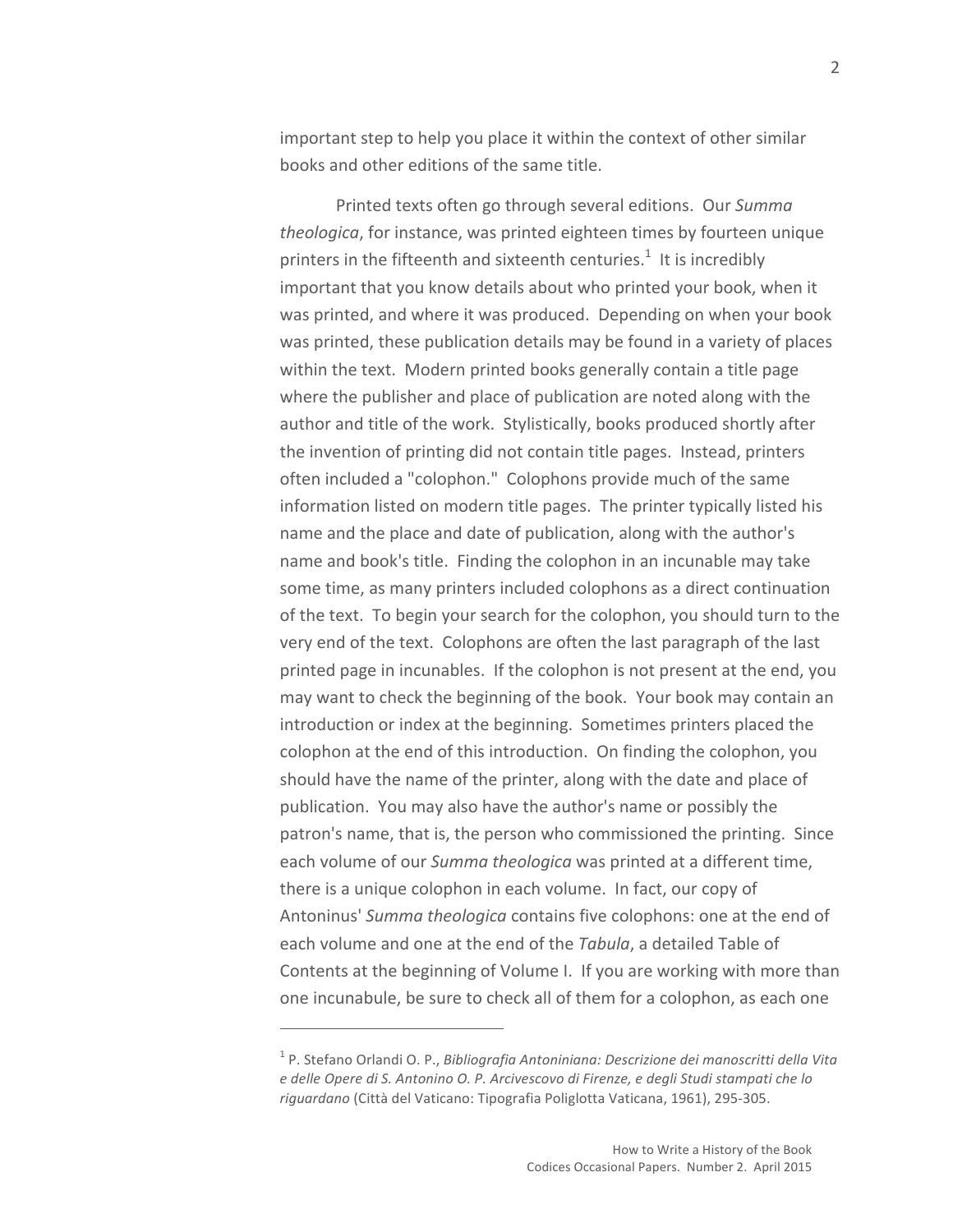important step to help you place it within the context of other similar books and other editions of the same title.

Printed texts often go through several editions. Our *Summa theologica*, for instance, was printed eighteen times by fourteen unique printers in the fifteenth and sixteenth centuries.[1] It is incredibly important that you know details about who printed your book, when it was printed, and where it was produced. Depending on when your book was printed, these publication details may be found in a variety of places within the text. Modern printed books generally contain a title page where the publisher and place of publication are noted along with the author and title of the work. Stylistically, books produced shortly after the invention of printing did not contain title pages. Instead, printers often included a "colophon." Colophons provide much of the same information listed on modern title pages. The printer typically listed his name and the place and date of publication, along with the author's name and book's title. Finding the colophon in an incunable may take some time, as many printers included colophons as a direct continuation of the text. To begin your search for the colophon, you should turn to the very end of the text. Colophons are often the last paragraph of the last printed page in incunables. If the colophon is not present at the end, you may want to check the beginning of the book. Your book may contain an introduction or index at the beginning. Sometimes printers placed the colophon at the end of this introduction. On finding the colophon, you should have the name of the printer, along with the date and place of publication. You may also have the author's name or possibly the patron's name, that is, the person who commissioned the printing. Since each volume of our *Summa theologica* was printed at a different time, there is a unique colophon in each volume. In fact, our copy of Antoninus' *Summa theologica* contains five colophons: one at the end of each volume and one at the end of the *Tabula*, a detailed Table of Contents at the beginning of Volume I. If you are working with more than one incunabule, be sure to check all of them for a colophon, as each one

---

[1] P. Stefano Orlandi O. P., *Bibliografia Antoniniana: Descrizione dei manoscritti della Vita e delle Opere di S. Antonino O. P. Arcivescovo di Firenze, e degli Studi stampati che lo riguardano* (Città del Vaticano: Tipografia Poliglotta Vaticana, 1961), 295-305.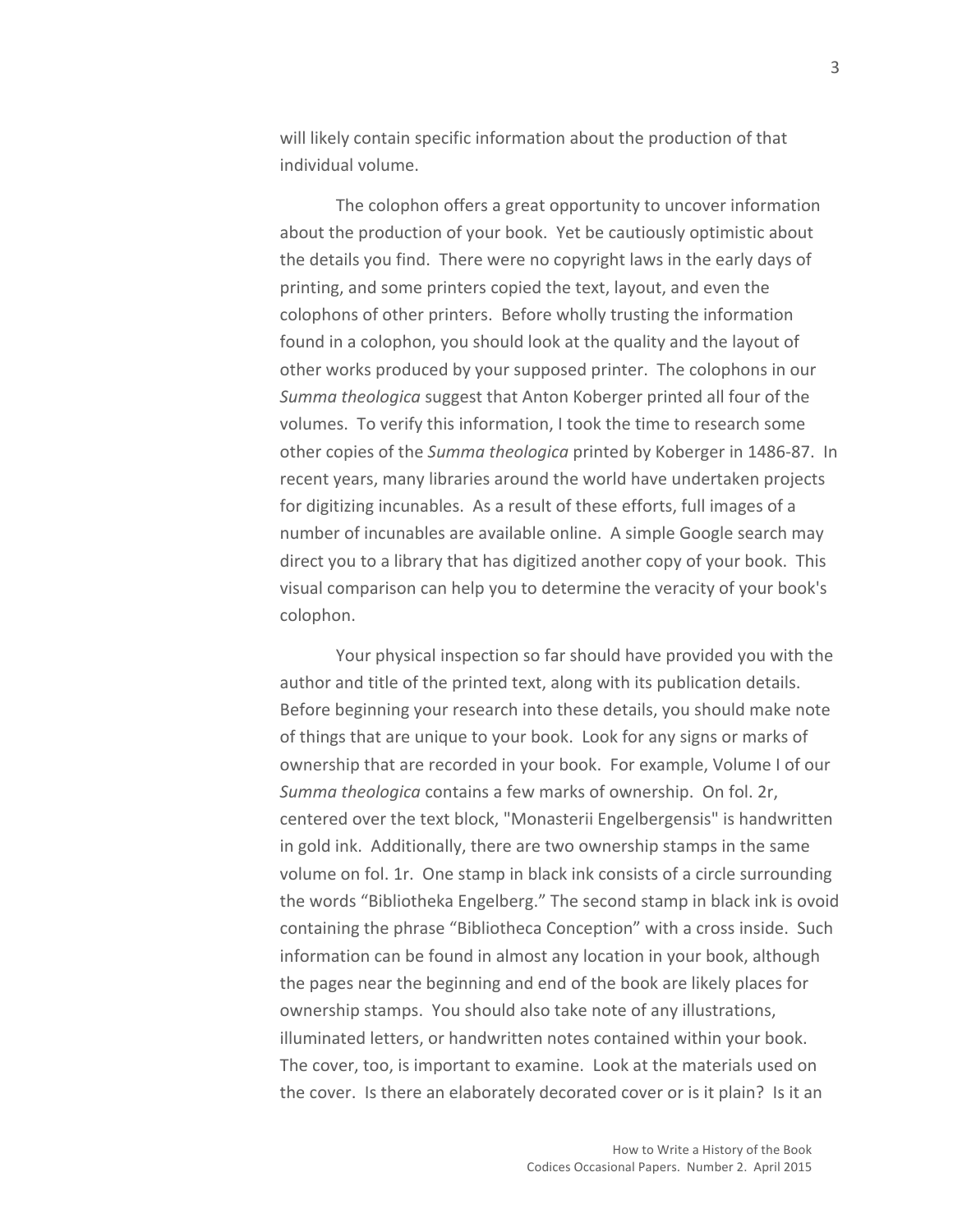will likely contain specific information about the production of that individual volume.

The colophon offers a great opportunity to uncover information about the production of your book. Yet be cautiously optimistic about the details you find. There were no copyright laws in the early days of printing, and some printers copied the text, layout, and even the colophons of other printers. Before wholly trusting the information found in a colophon, you should look at the quality and the layout of other works produced by your supposed printer. The colophons in our *Summa theologica* suggest that Anton Koberger printed all four of the volumes. To verify this information, I took the time to research some other copies of the *Summa theologica* printed by Koberger in 1486-87. In recent years, many libraries around the world have undertaken projects for digitizing incunables. As a result of these efforts, full images of a number of incunables are available online. A simple Google search may direct you to a library that has digitized another copy of your book. This visual comparison can help you to determine the veracity of your book's colophon.

Your physical inspection so far should have provided you with the author and title of the printed text, along with its publication details. Before beginning your research into these details, you should make note of things that are unique to your book. Look for any signs or marks of ownership that are recorded in your book. For example, Volume I of our *Summa theologica* contains a few marks of ownership. On fol. 2r, centered over the text block, "Monasterii Engelbergensis" is handwritten in gold ink. Additionally, there are two ownership stamps in the same volume on fol. 1r. One stamp in black ink consists of a circle surrounding the words "Bibliotheka Engelberg." The second stamp in black ink is ovoid containing the phrase "Bibliotheca Conception" with a cross inside. Such information can be found in almost any location in your book, although the pages near the beginning and end of the book are likely places for ownership stamps. You should also take note of any illustrations, illuminated letters, or handwritten notes contained within your book. The cover, too, is important to examine. Look at the materials used on the cover. Is there an elaborately decorated cover or is it plain? Is it an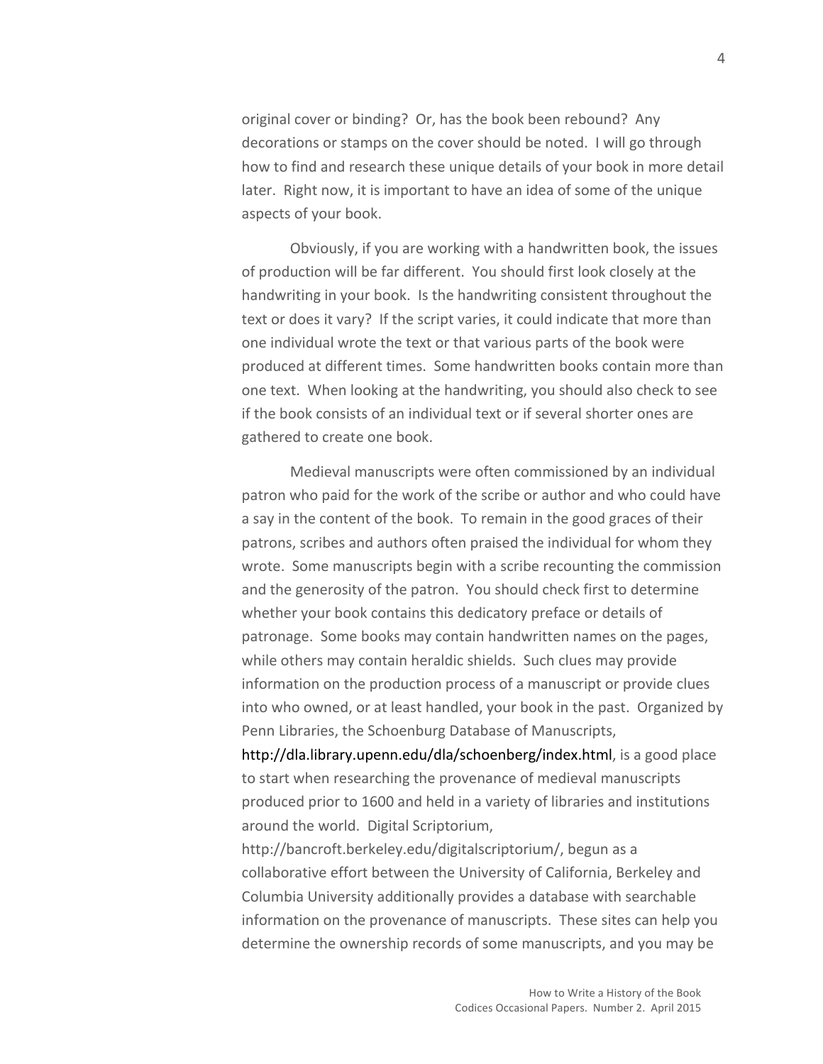original cover or binding? Or, has the book been rebound? Any decorations or stamps on the cover should be noted. I will go through how to find and research these unique details of your book in more detail later. Right now, it is important to have an idea of some of the unique aspects of your book.

Obviously, if you are working with a handwritten book, the issues of production will be far different. You should first look closely at the handwriting in your book. Is the handwriting consistent throughout the text or does it vary? If the script varies, it could indicate that more than one individual wrote the text or that various parts of the book were produced at different times. Some handwritten books contain more than one text. When looking at the handwriting, you should also check to see if the book consists of an individual text or if several shorter ones are gathered to create one book.

Medieval manuscripts were often commissioned by an individual patron who paid for the work of the scribe or author and who could have a say in the content of the book. To remain in the good graces of their patrons, scribes and authors often praised the individual for whom they wrote. Some manuscripts begin with a scribe recounting the commission and the generosity of the patron. You should check first to determine whether your book contains this dedicatory preface or details of patronage. Some books may contain handwritten names on the pages, while others may contain heraldic shields. Such clues may provide information on the production process of a manuscript or provide clues into who owned, or at least handled, your book in the past. Organized by Penn Libraries, the Schoenburg Database of Manuscripts, http://dla.library.upenn.edu/dla/schoenberg/index.html, is a good place to start when researching the provenance of medieval manuscripts produced prior to 1600 and held in a variety of libraries and institutions around the world. Digital Scriptorium, http://bancroft.berkeley.edu/digitalscriptorium/, begun as a collaborative effort between the University of California, Berkeley and Columbia University additionally provides a database with searchable information on the provenance of manuscripts. These sites can help you determine the ownership records of some manuscripts, and you may be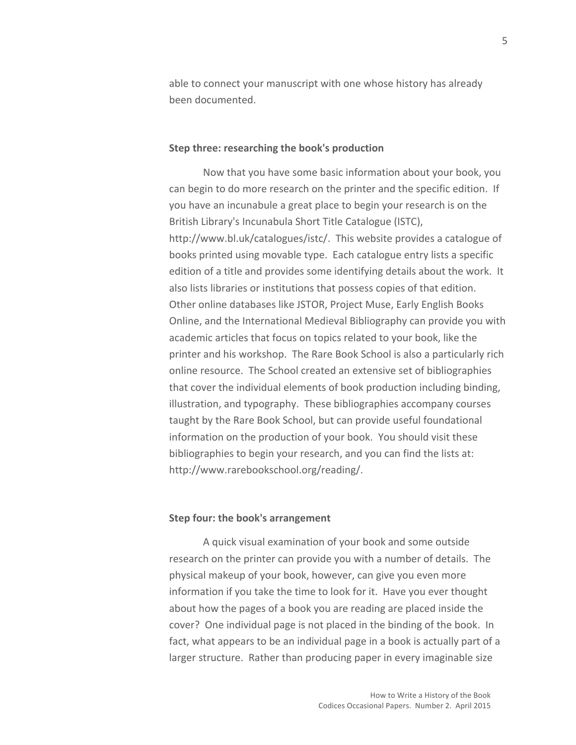able to connect your manuscript with one whose history has already been documented.

**Step three: researching the book's production**

Now that you have some basic information about your book, you can begin to do more research on the printer and the specific edition. If you have an incunabule a great place to begin your research is on the British Library's Incunabula Short Title Catalogue (ISTC), http://www.bl.uk/catalogues/istc/. This website provides a catalogue of books printed using movable type. Each catalogue entry lists a specific edition of a title and provides some identifying details about the work. It also lists libraries or institutions that possess copies of that edition. Other online databases like JSTOR, Project Muse, Early English Books Online, and the International Medieval Bibliography can provide you with academic articles that focus on topics related to your book, like the printer and his workshop. The Rare Book School is also a particularly rich online resource. The School created an extensive set of bibliographies that cover the individual elements of book production including binding, illustration, and typography. These bibliographies accompany courses taught by the Rare Book School, but can provide useful foundational information on the production of your book. You should visit these bibliographies to begin your research, and you can find the lists at: http://www.rarebookschool.org/reading/.

**Step four: the book's arrangement**

A quick visual examination of your book and some outside research on the printer can provide you with a number of details. The physical makeup of your book, however, can give you even more information if you take the time to look for it. Have you ever thought about how the pages of a book you are reading are placed inside the cover? One individual page is not placed in the binding of the book. In fact, what appears to be an individual page in a book is actually part of a larger structure. Rather than producing paper in every imaginable size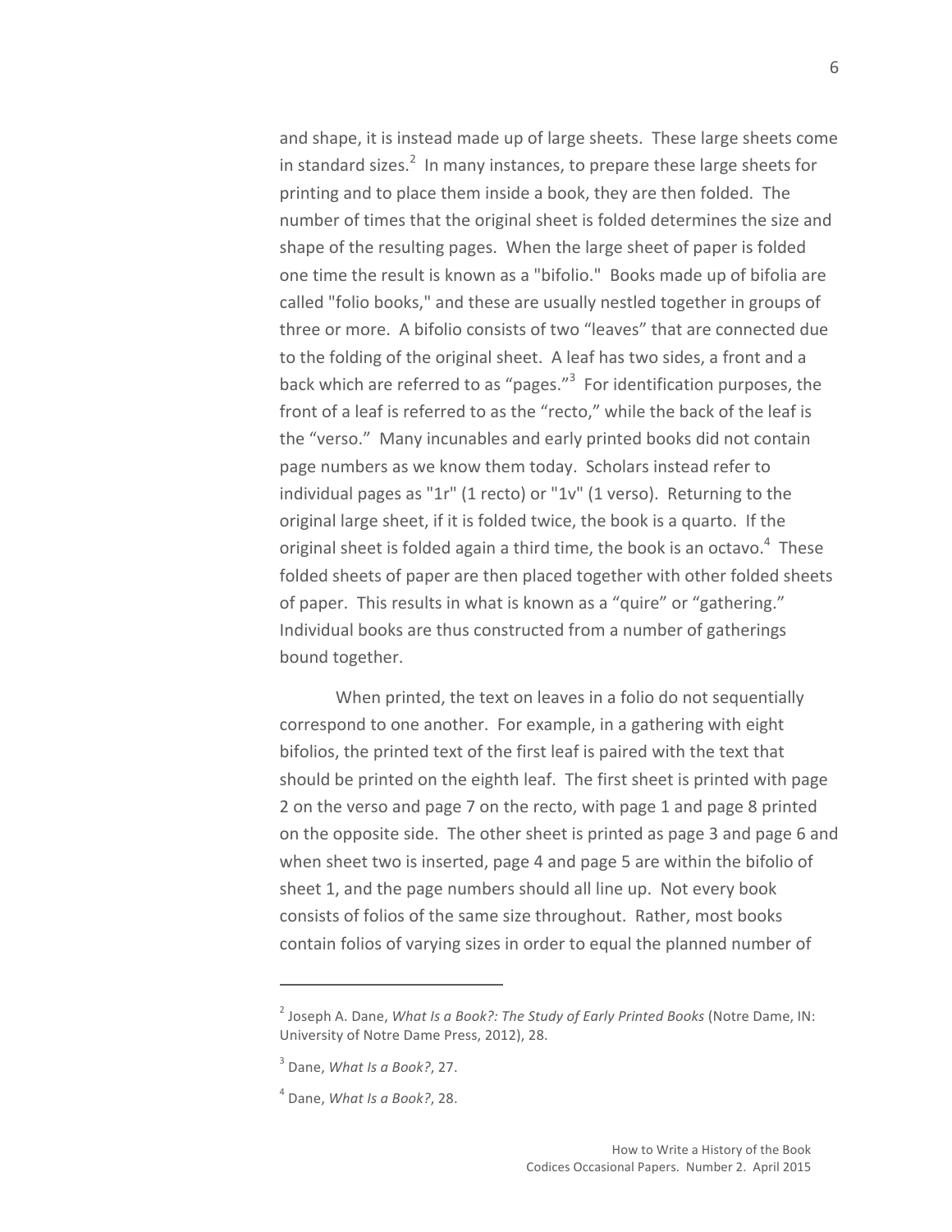and shape, it is instead made up of large sheets. These large sheets come in standard sizes.[2] In many instances, to prepare these large sheets for printing and to place them inside a book, they are then folded. The number of times that the original sheet is folded determines the size and shape of the resulting pages. When the large sheet of paper is folded one time the result is known as a "bifolio." Books made up of bifolia are called "folio books," and these are usually nestled together in groups of three or more. A bifolio consists of two "leaves" that are connected due to the folding of the original sheet. A leaf has two sides, a front and a back which are referred to as "pages."[3] For identification purposes, the front of a leaf is referred to as the "recto," while the back of the leaf is the "verso." Many incunables and early printed books did not contain page numbers as we know them today. Scholars instead refer to individual pages as "1r" (1 recto) or "1v" (1 verso). Returning to the original large sheet, if it is folded twice, the book is a quarto. If the original sheet is folded again a third time, the book is an octavo.[4] These folded sheets of paper are then placed together with other folded sheets of paper. This results in what is known as a "quire" or "gathering." Individual books are thus constructed from a number of gatherings bound together.

When printed, the text on leaves in a folio do not sequentially correspond to one another. For example, in a gathering with eight bifolios, the printed text of the first leaf is paired with the text that should be printed on the eighth leaf. The first sheet is printed with page 2 on the verso and page 7 on the recto, with page 1 and page 8 printed on the opposite side. The other sheet is printed as page 3 and page 6 and when sheet two is inserted, page 4 and page 5 are within the bifolio of sheet 1, and the page numbers should all line up. Not every book consists of folios of the same size throughout. Rather, most books contain folios of varying sizes in order to equal the planned number of

---

[2] Joseph A. Dane, *What Is a Book?: The Study of Early Printed Books* (Notre Dame, IN: University of Notre Dame Press, 2012), 28.

[3] Dane, *What Is a Book?*, 27.

[4] Dane, *What Is a Book?*, 28.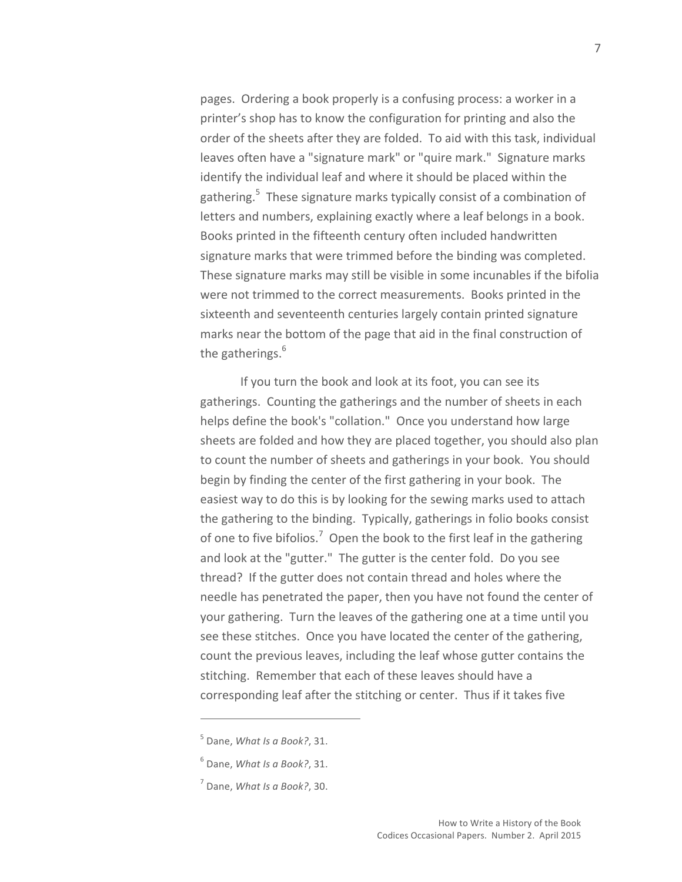pages. Ordering a book properly is a confusing process: a worker in a printer's shop has to know the configuration for printing and also the order of the sheets after they are folded. To aid with this task, individual leaves often have a "signature mark" or "quire mark." Signature marks identify the individual leaf and where it should be placed within the gathering.[5] These signature marks typically consist of a combination of letters and numbers, explaining exactly where a leaf belongs in a book. Books printed in the fifteenth century often included handwritten signature marks that were trimmed before the binding was completed. These signature marks may still be visible in some incunables if the bifolia were not trimmed to the correct measurements. Books printed in the sixteenth and seventeenth centuries largely contain printed signature marks near the bottom of the page that aid in the final construction of the gatherings.[6]

If you turn the book and look at its foot, you can see its gatherings. Counting the gatherings and the number of sheets in each helps define the book's "collation." Once you understand how large sheets are folded and how they are placed together, you should also plan to count the number of sheets and gatherings in your book. You should begin by finding the center of the first gathering in your book. The easiest way to do this is by looking for the sewing marks used to attach the gathering to the binding. Typically, gatherings in folio books consist of one to five bifolios.[7] Open the book to the first leaf in the gathering and look at the "gutter." The gutter is the center fold. Do you see thread? If the gutter does not contain thread and holes where the needle has penetrated the paper, then you have not found the center of your gathering. Turn the leaves of the gathering one at a time until you see these stitches. Once you have located the center of the gathering, count the previous leaves, including the leaf whose gutter contains the stitching. Remember that each of these leaves should have a corresponding leaf after the stitching or center. Thus if it takes five

---

[5] Dane, *What Is a Book?*, 31.

[6] Dane, *What Is a Book?*, 31.

[7] Dane, *What Is a Book?*, 30.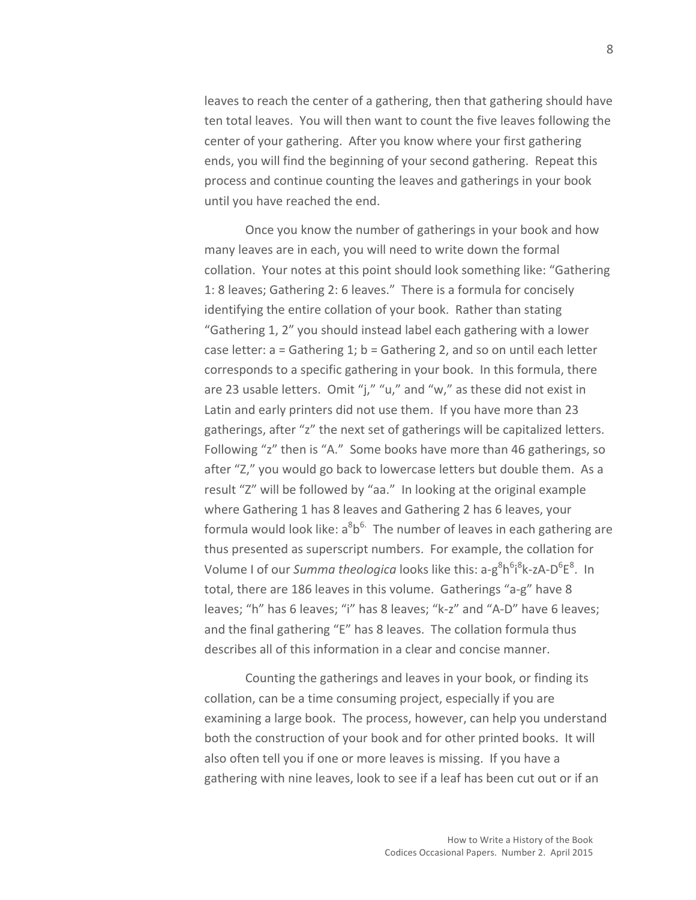leaves to reach the center of a gathering, then that gathering should have ten total leaves. You will then want to count the five leaves following the center of your gathering. After you know where your first gathering ends, you will find the beginning of your second gathering. Repeat this process and continue counting the leaves and gatherings in your book until you have reached the end.

Once you know the number of gatherings in your book and how many leaves are in each, you will need to write down the formal collation. Your notes at this point should look something like: "Gathering 1: 8 leaves; Gathering 2: 6 leaves." There is a formula for concisely identifying the entire collation of your book. Rather than stating "Gathering 1, 2" you should instead label each gathering with a lower case letter: a = Gathering 1; b = Gathering 2, and so on until each letter corresponds to a specific gathering in your book. In this formula, there are 23 usable letters. Omit "j," "u," and "w," as these did not exist in Latin and early printers did not use them. If you have more than 23 gatherings, after "z" the next set of gatherings will be capitalized letters. Following "z" then is "A." Some books have more than 46 gatherings, so after "Z," you would go back to lowercase letters but double them. As a result "Z" will be followed by "aa." In looking at the original example where Gathering 1 has 8 leaves and Gathering 2 has 6 leaves, your formula would look like: $a^{8}b^{6.}$ The number of leaves in each gathering are thus presented as superscript numbers. For example, the collation for Volume I of our *Summa theologica* looks like this: a-$g^{8}h^{6}i^{8}$k-zA-$D^{6}E^{8}$. In total, there are 186 leaves in this volume. Gatherings "a-g" have 8 leaves; "h" has 6 leaves; "i" has 8 leaves; "k-z" and "A-D" have 6 leaves; and the final gathering "E" has 8 leaves. The collation formula thus describes all of this information in a clear and concise manner.

Counting the gatherings and leaves in your book, or finding its collation, can be a time consuming project, especially if you are examining a large book. The process, however, can help you understand both the construction of your book and for other printed books. It will also often tell you if one or more leaves is missing. If you have a gathering with nine leaves, look to see if a leaf has been cut out or if an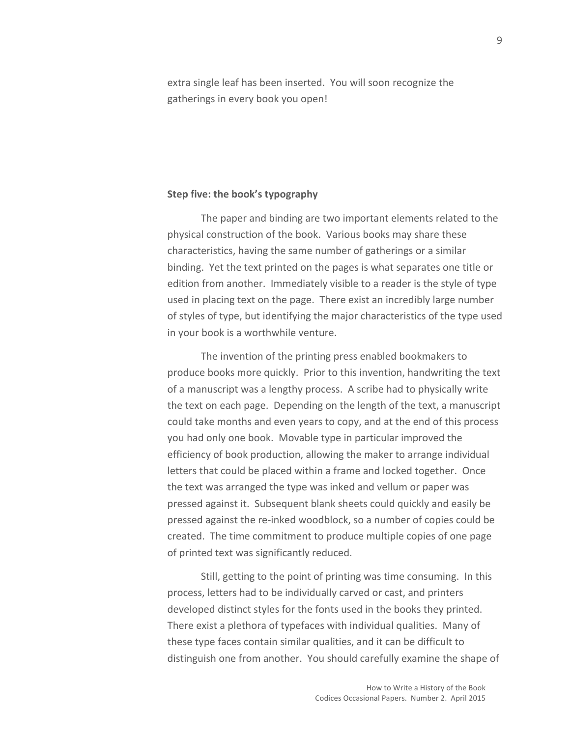extra single leaf has been inserted. You will soon recognize the gatherings in every book you open!

**Step five: the book's typography**

The paper and binding are two important elements related to the physical construction of the book. Various books may share these characteristics, having the same number of gatherings or a similar binding. Yet the text printed on the pages is what separates one title or edition from another. Immediately visible to a reader is the style of type used in placing text on the page. There exist an incredibly large number of styles of type, but identifying the major characteristics of the type used in your book is a worthwhile venture.

The invention of the printing press enabled bookmakers to produce books more quickly. Prior to this invention, handwriting the text of a manuscript was a lengthy process. A scribe had to physically write the text on each page. Depending on the length of the text, a manuscript could take months and even years to copy, and at the end of this process you had only one book. Movable type in particular improved the efficiency of book production, allowing the maker to arrange individual letters that could be placed within a frame and locked together. Once the text was arranged the type was inked and vellum or paper was pressed against it. Subsequent blank sheets could quickly and easily be pressed against the re-inked woodblock, so a number of copies could be created. The time commitment to produce multiple copies of one page of printed text was significantly reduced.

Still, getting to the point of printing was time consuming. In this process, letters had to be individually carved or cast, and printers developed distinct styles for the fonts used in the books they printed. There exist a plethora of typefaces with individual qualities. Many of these type faces contain similar qualities, and it can be difficult to distinguish one from another. You should carefully examine the shape of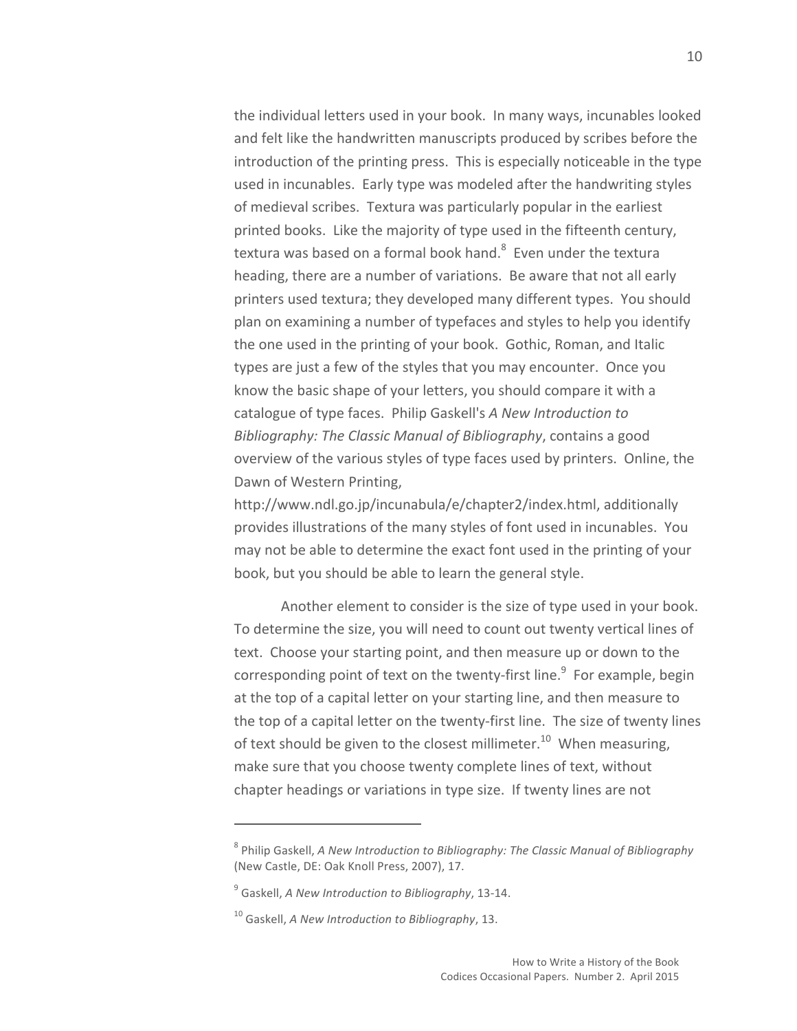the individual letters used in your book. In many ways, incunables looked and felt like the handwritten manuscripts produced by scribes before the introduction of the printing press. This is especially noticeable in the type used in incunables. Early type was modeled after the handwriting styles of medieval scribes. Textura was particularly popular in the earliest printed books. Like the majority of type used in the fifteenth century, textura was based on a formal book hand.[8] Even under the textura heading, there are a number of variations. Be aware that not all early printers used textura; they developed many different types. You should plan on examining a number of typefaces and styles to help you identify the one used in the printing of your book. Gothic, Roman, and Italic types are just a few of the styles that you may encounter. Once you know the basic shape of your letters, you should compare it with a catalogue of type faces. Philip Gaskell's *A New Introduction to Bibliography: The Classic Manual of Bibliography*, contains a good overview of the various styles of type faces used by printers. Online, the Dawn of Western Printing, http://www.ndl.go.jp/incunabula/e/chapter2/index.html, additionally provides illustrations of the many styles of font used in incunables. You may not be able to determine the exact font used in the printing of your book, but you should be able to learn the general style.

Another element to consider is the size of type used in your book. To determine the size, you will need to count out twenty vertical lines of text. Choose your starting point, and then measure up or down to the corresponding point of text on the twenty-first line.[9] For example, begin at the top of a capital letter on your starting line, and then measure to the top of a capital letter on the twenty-first line. The size of twenty lines of text should be given to the closest millimeter.[10] When measuring, make sure that you choose twenty complete lines of text, without chapter headings or variations in type size. If twenty lines are not

---

[8] Philip Gaskell, *A New Introduction to Bibliography: The Classic Manual of Bibliography* (New Castle, DE: Oak Knoll Press, 2007), 17.

[9] Gaskell, *A New Introduction to Bibliography*, 13-14.

[10] Gaskell, *A New Introduction to Bibliography*, 13.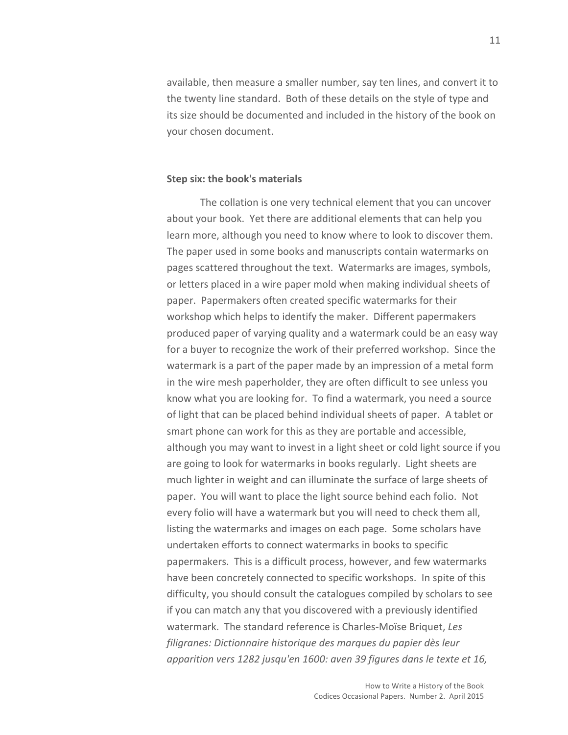available, then measure a smaller number, say ten lines, and convert it to the twenty line standard. Both of these details on the style of type and its size should be documented and included in the history of the book on your chosen document.

### Step six: the book's materials

The collation is one very technical element that you can uncover about your book. Yet there are additional elements that can help you learn more, although you need to know where to look to discover them. The paper used in some books and manuscripts contain watermarks on pages scattered throughout the text. Watermarks are images, symbols, or letters placed in a wire paper mold when making individual sheets of paper. Papermakers often created specific watermarks for their workshop which helps to identify the maker. Different papermakers produced paper of varying quality and a watermark could be an easy way for a buyer to recognize the work of their preferred workshop. Since the watermark is a part of the paper made by an impression of a metal form in the wire mesh paperholder, they are often difficult to see unless you know what you are looking for. To find a watermark, you need a source of light that can be placed behind individual sheets of paper. A tablet or smart phone can work for this as they are portable and accessible, although you may want to invest in a light sheet or cold light source if you are going to look for watermarks in books regularly. Light sheets are much lighter in weight and can illuminate the surface of large sheets of paper. You will want to place the light source behind each folio. Not every folio will have a watermark but you will need to check them all, listing the watermarks and images on each page. Some scholars have undertaken efforts to connect watermarks in books to specific papermakers. This is a difficult process, however, and few watermarks have been concretely connected to specific workshops. In spite of this difficulty, you should consult the catalogues compiled by scholars to see if you can match any that you discovered with a previously identified watermark. The standard reference is Charles-Moïse Briquet, *Les filigranes: Dictionnaire historique des marques du papier dès leur apparition vers 1282 jusqu'en 1600: aven 39 figures dans le texte et 16,*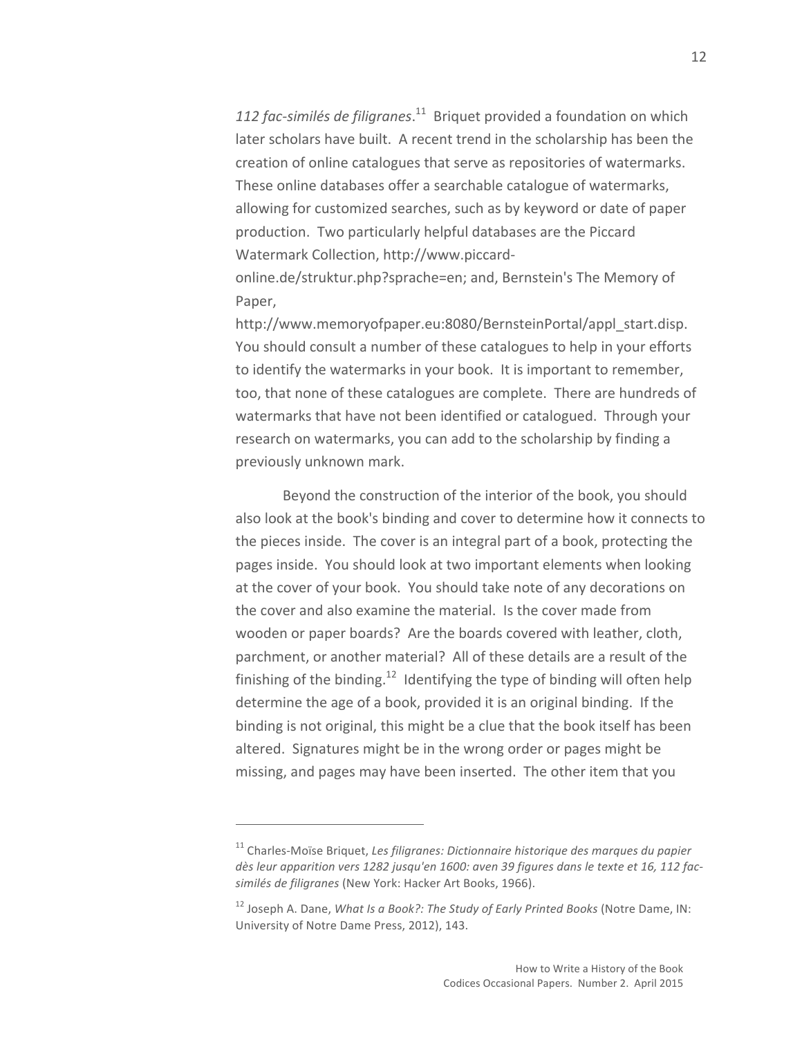*112 fac-similés de filigranes*.[11] Briquet provided a foundation on which later scholars have built. A recent trend in the scholarship has been the creation of online catalogues that serve as repositories of watermarks. These online databases offer a searchable catalogue of watermarks, allowing for customized searches, such as by keyword or date of paper production. Two particularly helpful databases are the Piccard Watermark Collection, http://www.piccard-online.de/struktur.php?sprache=en; and, Bernstein's The Memory of Paper, http://www.memoryofpaper.eu:8080/BernsteinPortal/appl_start.disp. You should consult a number of these catalogues to help in your efforts to identify the watermarks in your book. It is important to remember, too, that none of these catalogues are complete. There are hundreds of watermarks that have not been identified or catalogued. Through your research on watermarks, you can add to the scholarship by finding a previously unknown mark.

Beyond the construction of the interior of the book, you should also look at the book's binding and cover to determine how it connects to the pieces inside. The cover is an integral part of a book, protecting the pages inside. You should look at two important elements when looking at the cover of your book. You should take note of any decorations on the cover and also examine the material. Is the cover made from wooden or paper boards? Are the boards covered with leather, cloth, parchment, or another material? All of these details are a result of the finishing of the binding.[12] Identifying the type of binding will often help determine the age of a book, provided it is an original binding. If the binding is not original, this might be a clue that the book itself has been altered. Signatures might be in the wrong order or pages might be missing, and pages may have been inserted. The other item that you

---

[11] Charles-Moïse Briquet, *Les filigranes: Dictionnaire historique des marques du papier dès leur apparition vers 1282 jusqu'en 1600: aven 39 figures dans le texte et 16, 112 fac-similés de filigranes* (New York: Hacker Art Books, 1966).

[12] Joseph A. Dane, *What Is a Book?: The Study of Early Printed Books* (Notre Dame, IN: University of Notre Dame Press, 2012), 143.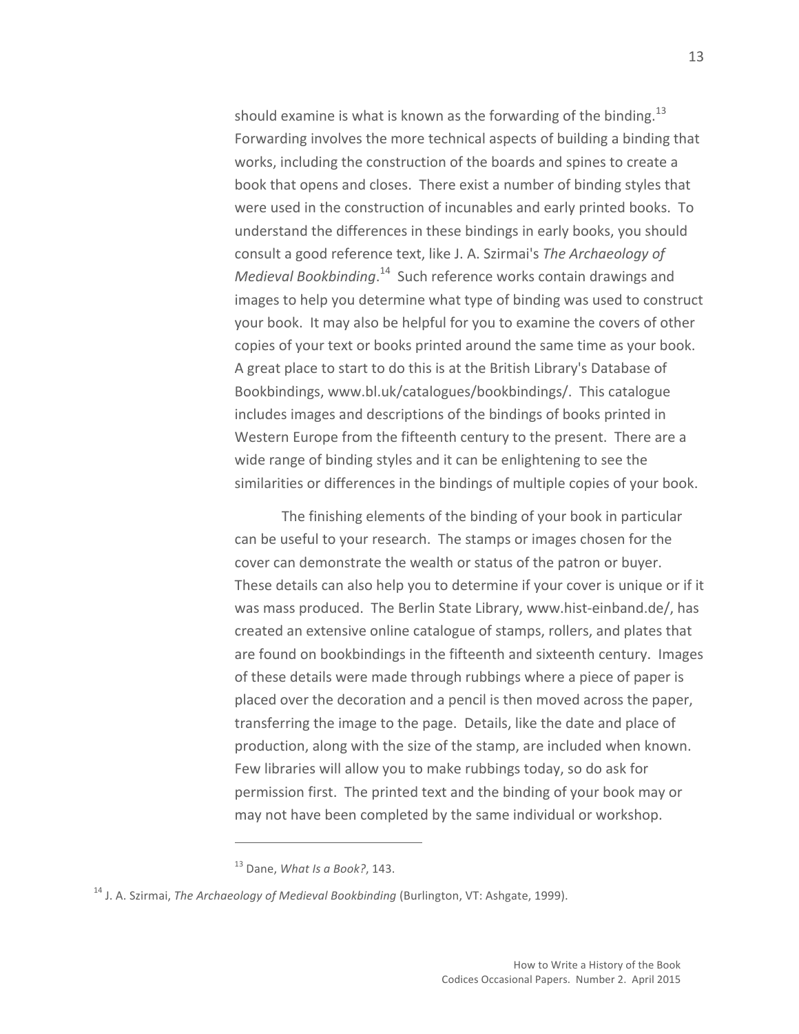should examine is what is known as the forwarding of the binding.[13] Forwarding involves the more technical aspects of building a binding that works, including the construction of the boards and spines to create a book that opens and closes. There exist a number of binding styles that were used in the construction of incunables and early printed books. To understand the differences in these bindings in early books, you should consult a good reference text, like J. A. Szirmai's *The Archaeology of Medieval Bookbinding*.[14] Such reference works contain drawings and images to help you determine what type of binding was used to construct your book. It may also be helpful for you to examine the covers of other copies of your text or books printed around the same time as your book. A great place to start to do this is at the British Library's Database of Bookbindings, www.bl.uk/catalogues/bookbindings/. This catalogue includes images and descriptions of the bindings of books printed in Western Europe from the fifteenth century to the present. There are a wide range of binding styles and it can be enlightening to see the similarities or differences in the bindings of multiple copies of your book.

The finishing elements of the binding of your book in particular can be useful to your research. The stamps or images chosen for the cover can demonstrate the wealth or status of the patron or buyer. These details can also help you to determine if your cover is unique or if it was mass produced. The Berlin State Library, www.hist-einband.de/, has created an extensive online catalogue of stamps, rollers, and plates that are found on bookbindings in the fifteenth and sixteenth century. Images of these details were made through rubbings where a piece of paper is placed over the decoration and a pencil is then moved across the paper, transferring the image to the page. Details, like the date and place of production, along with the size of the stamp, are included when known. Few libraries will allow you to make rubbings today, so do ask for permission first. The printed text and the binding of your book may or may not have been completed by the same individual or workshop.

---

[13] Dane, *What Is a Book?*, 143.

[14] J. A. Szirmai, *The Archaeology of Medieval Bookbinding* (Burlington, VT: Ashgate, 1999).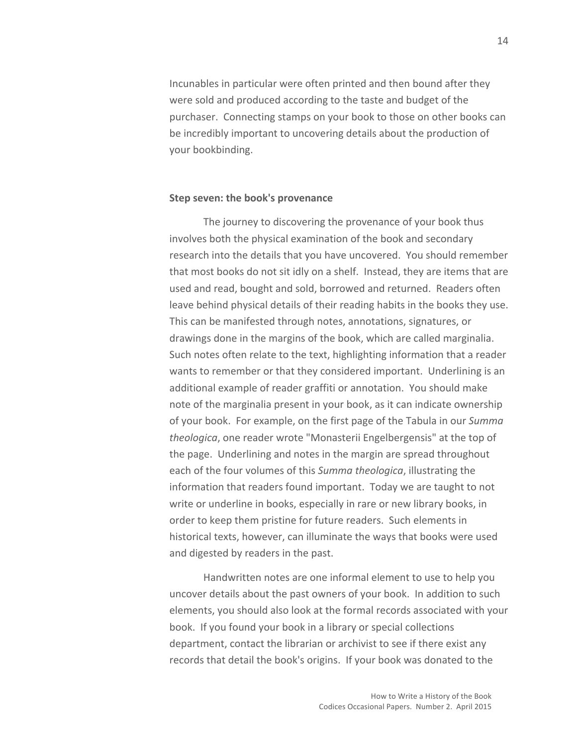Incunables in particular were often printed and then bound after they were sold and produced according to the taste and budget of the purchaser. Connecting stamps on your book to those on other books can be incredibly important to uncovering details about the production of your bookbinding.

**Step seven: the book's provenance**

The journey to discovering the provenance of your book thus involves both the physical examination of the book and secondary research into the details that you have uncovered. You should remember that most books do not sit idly on a shelf. Instead, they are items that are used and read, bought and sold, borrowed and returned. Readers often leave behind physical details of their reading habits in the books they use. This can be manifested through notes, annotations, signatures, or drawings done in the margins of the book, which are called marginalia. Such notes often relate to the text, highlighting information that a reader wants to remember or that they considered important. Underlining is an additional example of reader graffiti or annotation. You should make note of the marginalia present in your book, as it can indicate ownership of your book. For example, on the first page of the Tabula in our *Summa theologica*, one reader wrote "Monasterii Engelbergensis" at the top of the page. Underlining and notes in the margin are spread throughout each of the four volumes of this *Summa theologica*, illustrating the information that readers found important. Today we are taught to not write or underline in books, especially in rare or new library books, in order to keep them pristine for future readers. Such elements in historical texts, however, can illuminate the ways that books were used and digested by readers in the past.

Handwritten notes are one informal element to use to help you uncover details about the past owners of your book. In addition to such elements, you should also look at the formal records associated with your book. If you found your book in a library or special collections department, contact the librarian or archivist to see if there exist any records that detail the book's origins. If your book was donated to the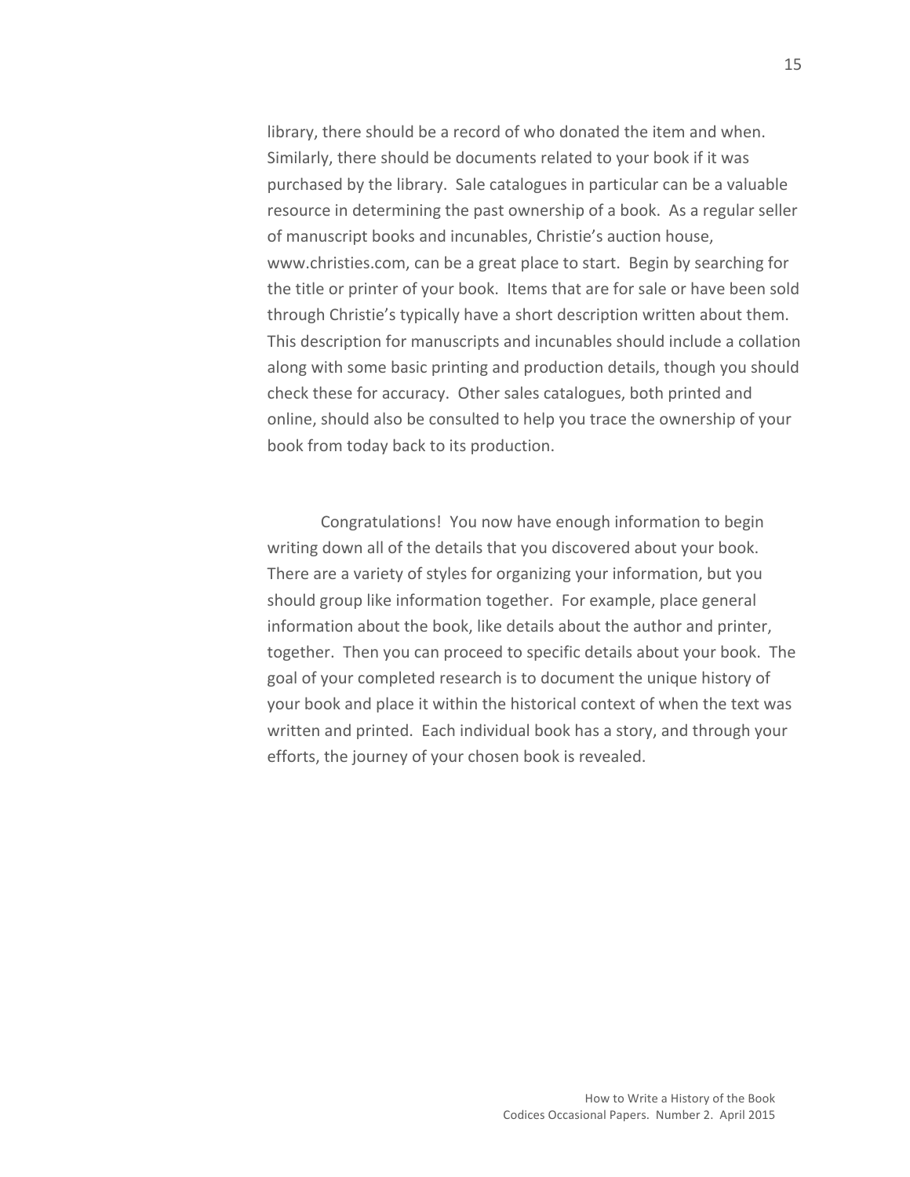library, there should be a record of who donated the item and when. Similarly, there should be documents related to your book if it was purchased by the library. Sale catalogues in particular can be a valuable resource in determining the past ownership of a book. As a regular seller of manuscript books and incunables, Christie's auction house, www.christies.com, can be a great place to start. Begin by searching for the title or printer of your book. Items that are for sale or have been sold through Christie's typically have a short description written about them. This description for manuscripts and incunables should include a collation along with some basic printing and production details, though you should check these for accuracy. Other sales catalogues, both printed and online, should also be consulted to help you trace the ownership of your book from today back to its production.

Congratulations! You now have enough information to begin writing down all of the details that you discovered about your book. There are a variety of styles for organizing your information, but you should group like information together. For example, place general information about the book, like details about the author and printer, together. Then you can proceed to specific details about your book. The goal of your completed research is to document the unique history of your book and place it within the historical context of when the text was written and printed. Each individual book has a story, and through your efforts, the journey of your chosen book is revealed.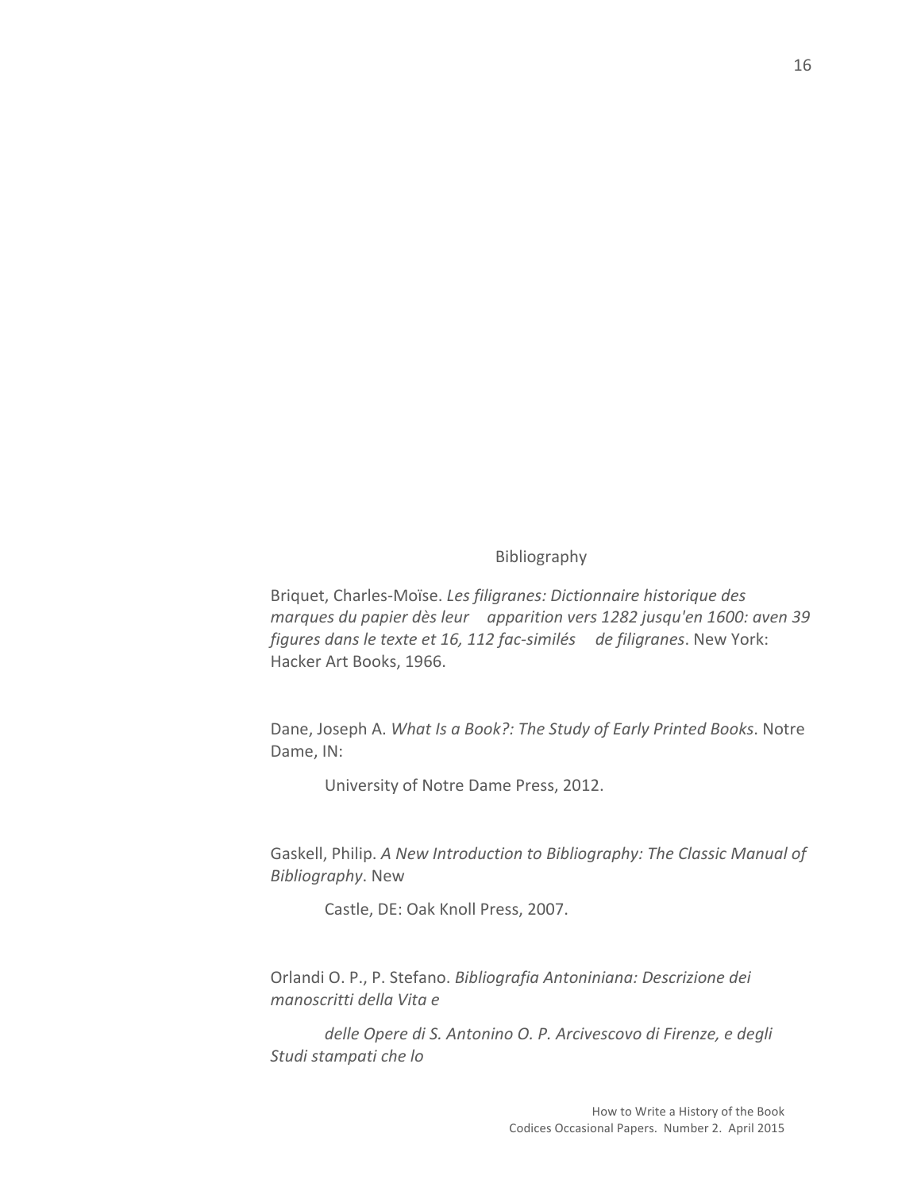# Bibliography

Briquet, Charles-Moïse. *Les filigranes: Dictionnaire historique des marques du papier dès leur apparition vers 1282 jusqu'en 1600: aven 39 figures dans le texte et 16, 112 fac-similés de filigranes*. New York: Hacker Art Books, 1966.

Dane, Joseph A. *What Is a Book?: The Study of Early Printed Books*. Notre Dame, IN:

University of Notre Dame Press, 2012.

Gaskell, Philip. *A New Introduction to Bibliography: The Classic Manual of Bibliography*. New

Castle, DE: Oak Knoll Press, 2007.

Orlandi O. P., P. Stefano. *Bibliografia Antoniniana: Descrizione dei manoscritti della Vita e*

*delle Opere di S. Antonino O. P. Arcivescovo di Firenze, e degli Studi stampati che lo*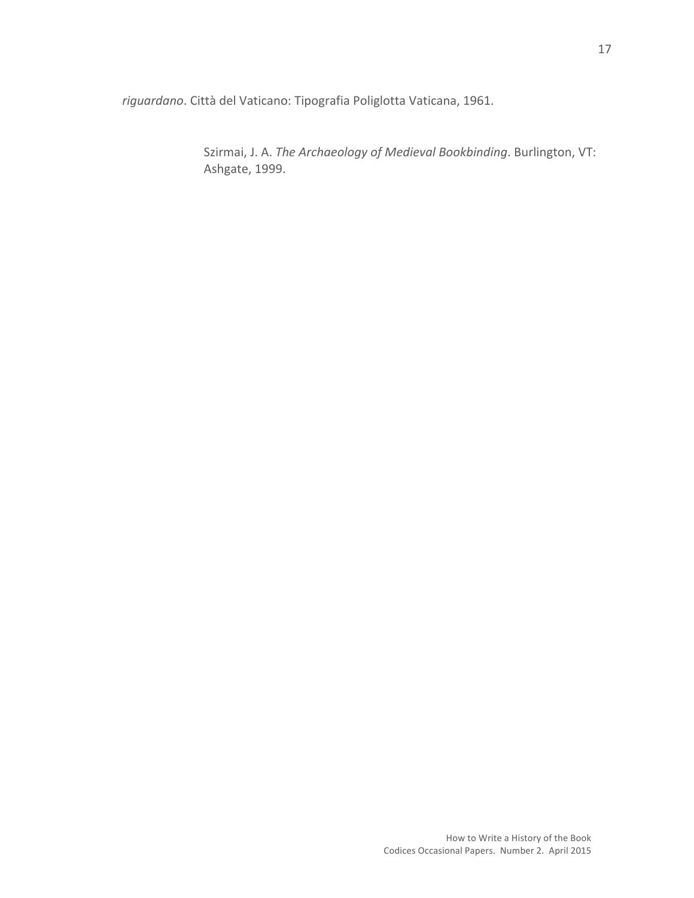*riguardano*. Città del Vaticano: Tipografia Poliglotta Vaticana, 1961.

Szirmai, J. A. *The Archaeology of Medieval Bookbinding*. Burlington, VT: Ashgate, 1999.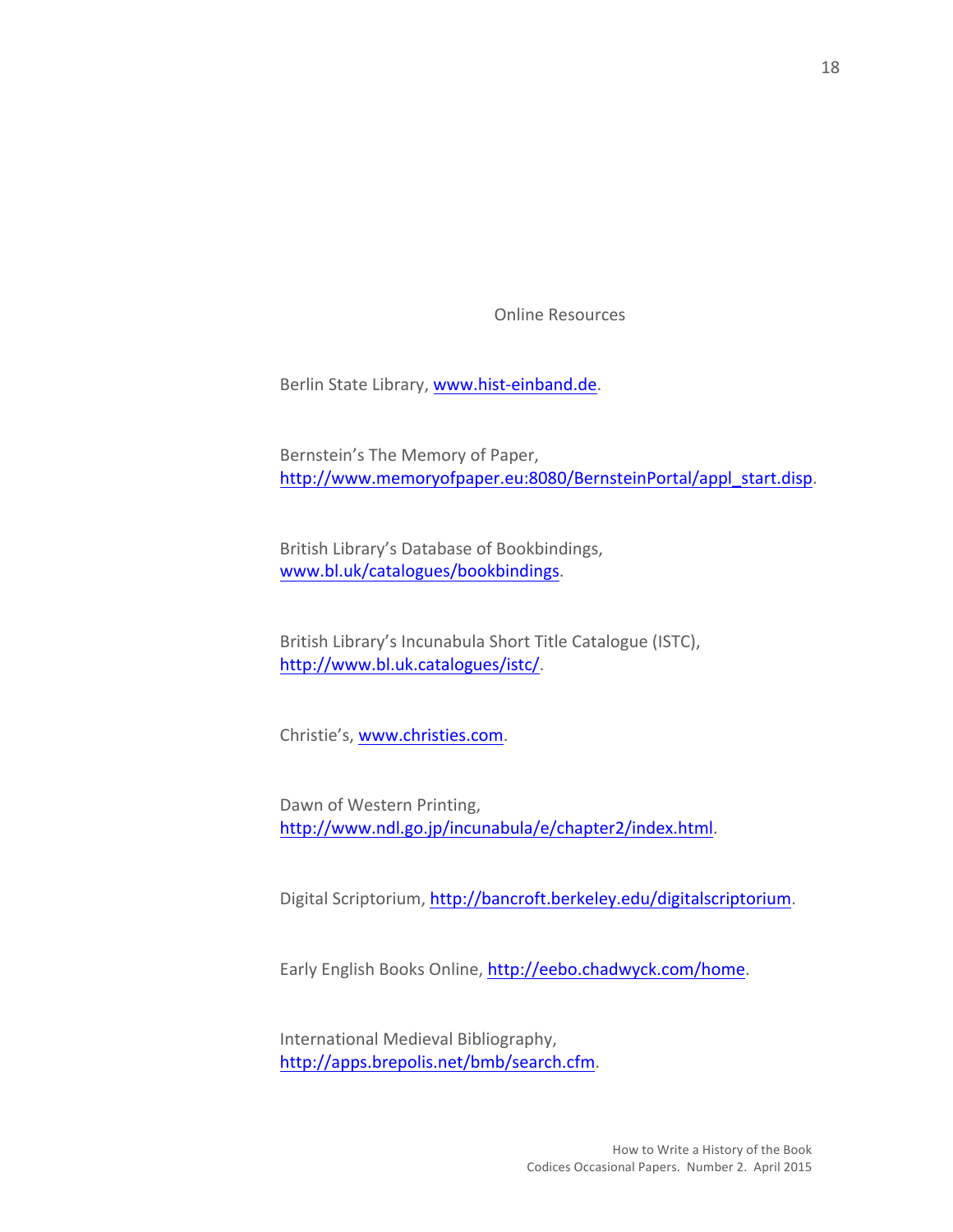## Online Resources

Berlin State Library, www.hist-einband.de.

Bernstein's The Memory of Paper, http://www.memoryofpaper.eu:8080/BernsteinPortal/appl_start.disp.

British Library's Database of Bookbindings, www.bl.uk/catalogues/bookbindings.

British Library's Incunabula Short Title Catalogue (ISTC), http://www.bl.uk.catalogues/istc/.

Christie's, www.christies.com.

Dawn of Western Printing, http://www.ndl.go.jp/incunabula/e/chapter2/index.html.

Digital Scriptorium, http://bancroft.berkeley.edu/digitalscriptorium.

Early English Books Online, http://eebo.chadwyck.com/home.

International Medieval Bibliography, http://apps.brepolis.net/bmb/search.cfm.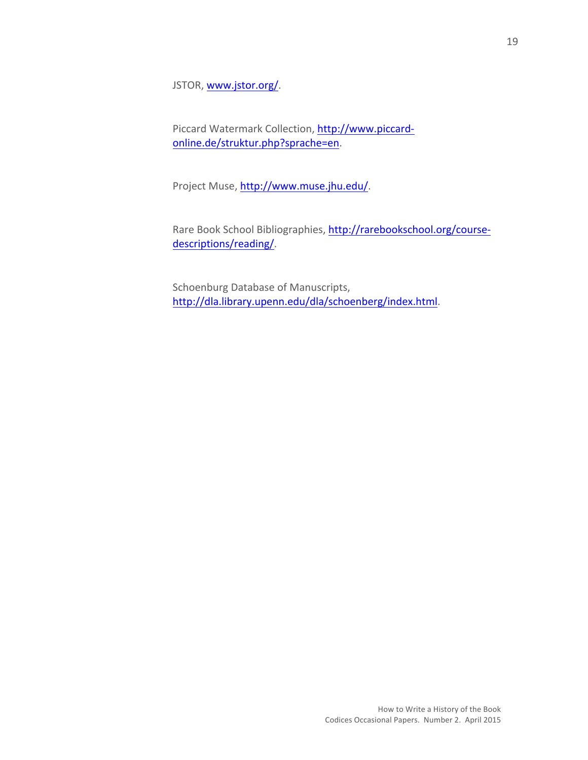JSTOR, www.jstor.org/.

Piccard Watermark Collection, http://www.piccard-online.de/struktur.php?sprache=en.

Project Muse, http://www.muse.jhu.edu/.

Rare Book School Bibliographies, http://rarebookschool.org/course-descriptions/reading/.

Schoenburg Database of Manuscripts, http://dla.library.upenn.edu/dla/schoenberg/index.html.